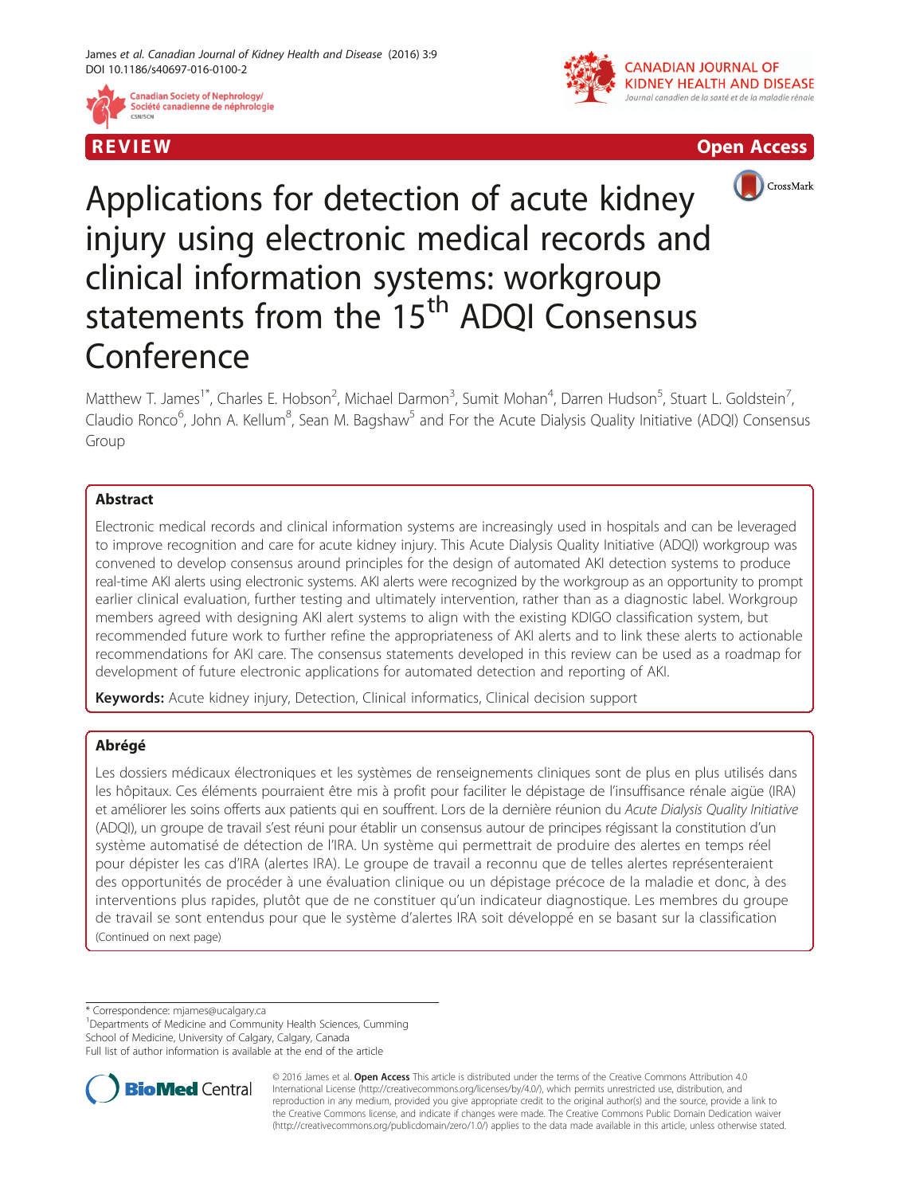REVIEW Open Access

# Applications for detection of acute kidney injury using electronic medical records and clinical information systems: workgroup statements from the 15th ADQI Consensus Conference

Matthew T. James[1*], Charles E. Hobson[2], Michael Darmon[3], Sumit Mohan[4], Darren Hudson[5], Stuart L. Goldstein[7], Claudio Ronco[6], John A. Kellum[8], Sean M. Bagshaw[5] and For the Acute Dialysis Quality Initiative (ADQI) Consensus Group

## Abstract

Electronic medical records and clinical information systems are increasingly used in hospitals and can be leveraged to improve recognition and care for acute kidney injury. This Acute Dialysis Quality Initiative (ADQI) workgroup was convened to develop consensus around principles for the design of automated AKI detection systems to produce real-time AKI alerts using electronic systems. AKI alerts were recognized by the workgroup as an opportunity to prompt earlier clinical evaluation, further testing and ultimately intervention, rather than as a diagnostic label. Workgroup members agreed with designing AKI alert systems to align with the existing KDIGO classification system, but recommended future work to further refine the appropriateness of AKI alerts and to link these alerts to actionable recommendations for AKI care. The consensus statements developed in this review can be used as a roadmap for development of future electronic applications for automated detection and reporting of AKI.

**Keywords:** Acute kidney injury, Detection, Clinical informatics, Clinical decision support

## Abrégé

Les dossiers médicaux électroniques et les systèmes de renseignements cliniques sont de plus en plus utilisés dans les hôpitaux. Ces éléments pourraient être mis à profit pour faciliter le dépistage de l'insuffisance rénale aigüe (IRA) et améliorer les soins offerts aux patients qui en souffrent. Lors de la dernière réunion du *Acute Dialysis Quality Initiative* (ADQI), un groupe de travail s'est réuni pour établir un consensus autour de principes régissant la constitution d'un système automatisé de détection de l'IRA. Un système qui permettrait de produire des alertes en temps réel pour dépister les cas d'IRA (alertes IRA). Le groupe de travail a reconnu que de telles alertes représenteraient des opportunités de procéder à une évaluation clinique ou un dépistage précoce de la maladie et donc, à des interventions plus rapides, plutôt que de ne constituer qu'un indicateur diagnostique. Les membres du groupe de travail se sont entendus pour que le système d'alertes IRA soit développé en se basant sur la classification
(Continued on next page)

\* Correspondence: mjames@ucalgary.ca
[1]Departments of Medicine and Community Health Sciences, Cumming School of Medicine, University of Calgary, Calgary, Canada
Full list of author information is available at the end of the article

© 2016 James et al. **Open Access** This article is distributed under the terms of the Creative Commons Attribution 4.0 International License (http://creativecommons.org/licenses/by/4.0/), which permits unrestricted use, distribution, and reproduction in any medium, provided you give appropriate credit to the original author(s) and the source, provide a link to the Creative Commons license, and indicate if changes were made. The Creative Commons Public Domain Dedication waiver (http://creativecommons.org/publicdomain/zero/1.0/) applies to the data made available in this article, unless otherwise stated.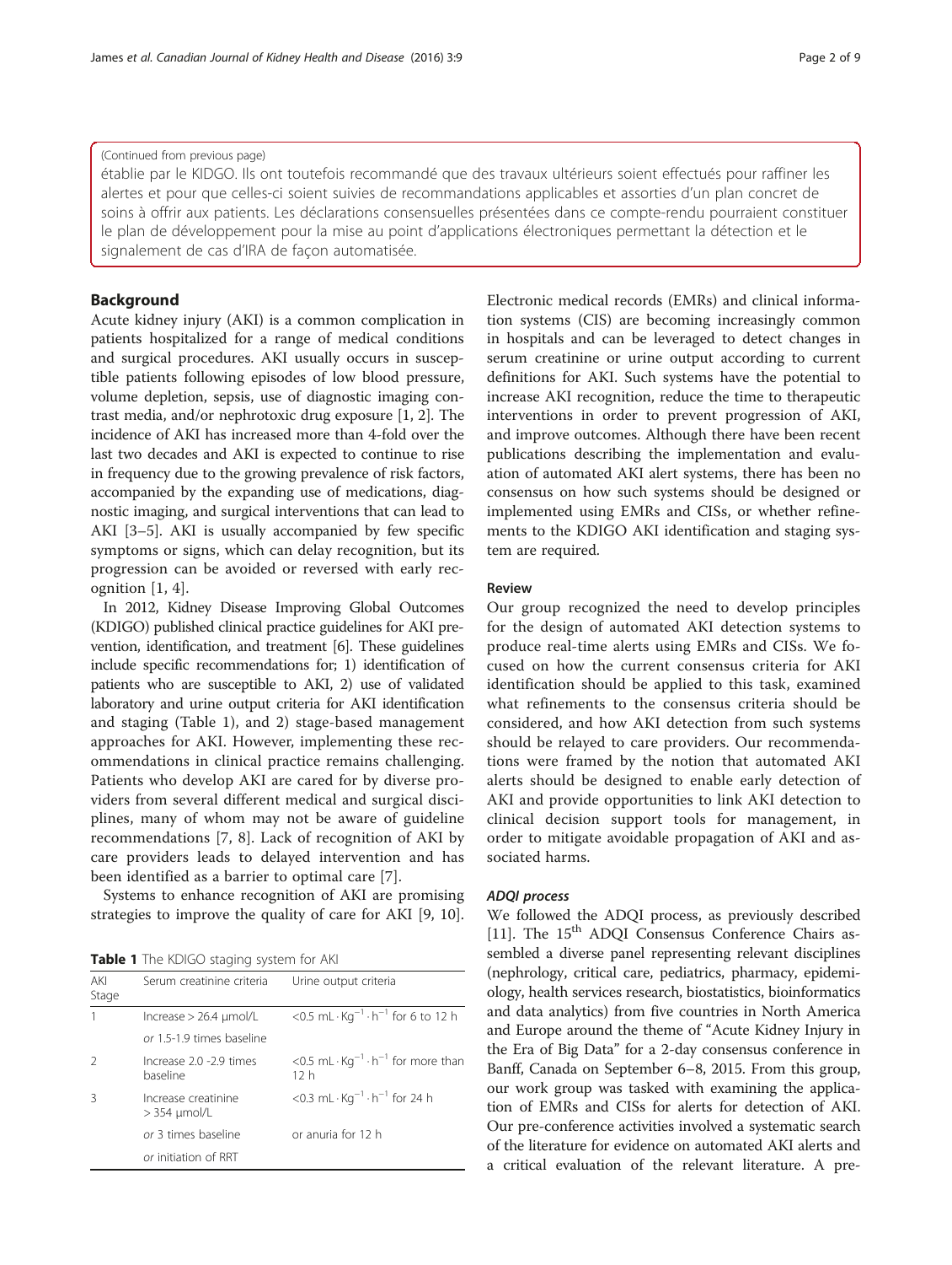(Continued from previous page)

établie par le KIDGO. Ils ont toutefois recommandé que des travaux ultérieurs soient effectués pour raffiner les alertes et pour que celles-ci soient suivies de recommandations applicables et assorties d'un plan concret de soins à offrir aux patients. Les déclarations consensuelles présentées dans ce compte-rendu pourraient constituer le plan de développement pour la mise au point d'applications électroniques permettant la détection et le signalement de cas d'IRA de façon automatisée.

## Background

Acute kidney injury (AKI) is a common complication in patients hospitalized for a range of medical conditions and surgical procedures. AKI usually occurs in susceptible patients following episodes of low blood pressure, volume depletion, sepsis, use of diagnostic imaging contrast media, and/or nephrotoxic drug exposure [1, 2]. The incidence of AKI has increased more than 4-fold over the last two decades and AKI is expected to continue to rise in frequency due to the growing prevalence of risk factors, accompanied by the expanding use of medications, diagnostic imaging, and surgical interventions that can lead to AKI [3–5]. AKI is usually accompanied by few specific symptoms or signs, which can delay recognition, but its progression can be avoided or reversed with early recognition [1, 4].

In 2012, Kidney Disease Improving Global Outcomes (KDIGO) published clinical practice guidelines for AKI prevention, identification, and treatment [6]. These guidelines include specific recommendations for; 1) identification of patients who are susceptible to AKI, 2) use of validated laboratory and urine output criteria for AKI identification and staging (Table 1), and 2) stage-based management approaches for AKI. However, implementing these recommendations in clinical practice remains challenging. Patients who develop AKI are cared for by diverse providers from several different medical and surgical disciplines, many of whom may not be aware of guideline recommendations [7, 8]. Lack of recognition of AKI by care providers leads to delayed intervention and has been identified as a barrier to optimal care [7].

Systems to enhance recognition of AKI are promising strategies to improve the quality of care for AKI [9, 10].

**Table 1** The KDIGO staging system for AKI

| AKI Stage | Serum creatinine criteria | Urine output criteria |
| --- | --- | --- |
| 1 | Increase > 26.4 μmol/L | $<0.5\ mL \cdot Kg^{-1} \cdot h^{-1}$ for 6 to 12 h |
| | *or* 1.5-1.9 times baseline | |
| 2 | Increase 2.0 -2.9 times baseline | $<0.5\ mL \cdot Kg^{-1} \cdot h^{-1}$ for more than 12 h |
| 3 | Increase creatinine > 354 μmol/L | $<0.3\ mL \cdot Kg^{-1} \cdot h^{-1}$ for 24 h |
| | *or* 3 times baseline | or anuria for 12 h |
| | *or* initiation of RRT | |

Electronic medical records (EMRs) and clinical information systems (CIS) are becoming increasingly common in hospitals and can be leveraged to detect changes in serum creatinine or urine output according to current definitions for AKI. Such systems have the potential to increase AKI recognition, reduce the time to therapeutic interventions in order to prevent progression of AKI, and improve outcomes. Although there have been recent publications describing the implementation and evaluation of automated AKI alert systems, there has been no consensus on how such systems should be designed or implemented using EMRs and CISs, or whether refinements to the KDIGO AKI identification and staging system are required.

## Review

Our group recognized the need to develop principles for the design of automated AKI detection systems to produce real-time alerts using EMRs and CISs. We focused on how the current consensus criteria for AKI identification should be applied to this task, examined what refinements to the consensus criteria should be considered, and how AKI detection from such systems should be relayed to care providers. Our recommendations were framed by the notion that automated AKI alerts should be designed to enable early detection of AKI and provide opportunities to link AKI detection to clinical decision support tools for management, in order to mitigate avoidable propagation of AKI and associated harms.

### *ADQI process*

We followed the ADQI process, as previously described [11]. The 15th ADQI Consensus Conference Chairs assembled a diverse panel representing relevant disciplines (nephrology, critical care, pediatrics, pharmacy, epidemiology, health services research, biostatistics, bioinformatics and data analytics) from five countries in North America and Europe around the theme of "Acute Kidney Injury in the Era of Big Data" for a 2-day consensus conference in Banff, Canada on September 6–8, 2015. From this group, our work group was tasked with examining the application of EMRs and CISs for alerts for detection of AKI. Our pre-conference activities involved a systematic search of the literature for evidence on automated AKI alerts and a critical evaluation of the relevant literature. A pre-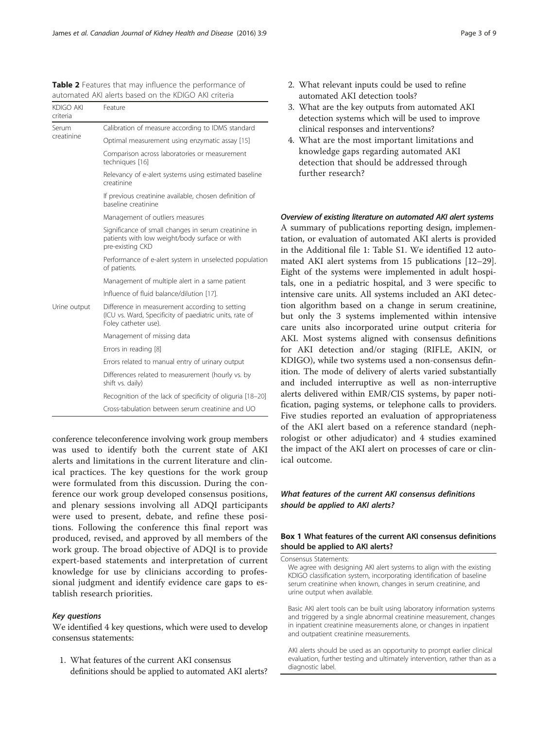**Table 2** Features that may influence the performance of automated AKI alerts based on the KDIGO AKI criteria

| KDIGO AKI criteria | Feature |
| --- | --- |
| Serum creatinine | Calibration of measure according to IDMS standard |
| | Optimal measurement using enzymatic assay [15] |
| | Comparison across laboratories or measurement techniques [16] |
| | Relevancy of e-alert systems using estimated baseline creatinine |
| | If previous creatinine available, chosen definition of baseline creatinine |
| | Management of outliers measures |
| | Significance of small changes in serum creatinine in patients with low weight/body surface or with pre-existing CKD |
| | Performance of e-alert system in unselected population of patients. |
| | Management of multiple alert in a same patient |
| | Influence of fluid balance/dilution [17]. |
| Urine output | Difference in measurement according to setting (ICU vs. Ward, Specificity of paediatric units, rate of Foley catheter use). |
| | Management of missing data |
| | Errors in reading [8] |
| | Errors related to manual entry of urinary output |
| | Differences related to measurement (hourly vs. by shift vs. daily) |
| | Recognition of the lack of specificity of oliguria [18–20] |
| | Cross-tabulation between serum creatinine and UO |

conference teleconference involving work group members was used to identify both the current state of AKI alerts and limitations in the current literature and clinical practices. The key questions for the work group were formulated from this discussion. During the conference our work group developed consensus positions, and plenary sessions involving all ADQI participants were used to present, debate, and refine these positions. Following the conference this final report was produced, revised, and approved by all members of the work group. The broad objective of ADQI is to provide expert-based statements and interpretation of current knowledge for use by clinicians according to professional judgment and identify evidence care gaps to establish research priorities.

### *Key questions*

We identified 4 key questions, which were used to develop consensus statements:

1. What features of the current AKI consensus definitions should be applied to automated AKI alerts?
2. What relevant inputs could be used to refine automated AKI detection tools?
3. What are the key outputs from automated AKI detection systems which will be used to improve clinical responses and interventions?
4. What are the most important limitations and knowledge gaps regarding automated AKI detection that should be addressed through further research?

### *Overview of existing literature on automated AKI alert systems*

A summary of publications reporting design, implementation, or evaluation of automated AKI alerts is provided in the Additional file 1: Table S1. We identified 12 automated AKI alert systems from 15 publications [12–29]. Eight of the systems were implemented in adult hospitals, one in a pediatric hospital, and 3 were specific to intensive care units. All systems included an AKI detection algorithm based on a change in serum creatinine, but only the 3 systems implemented within intensive care units also incorporated urine output criteria for AKI. Most systems aligned with consensus definitions for AKI detection and/or staging (RIFLE, AKIN, or KDIGO), while two systems used a non-consensus definition. The mode of delivery of alerts varied substantially and included interruptive as well as non-interruptive alerts delivered within EMR/CIS systems, by paper notification, paging systems, or telephone calls to providers. Five studies reported an evaluation of appropriateness of the AKI alert based on a reference standard (nephrologist or other adjudicator) and 4 studies examined the impact of the AKI alert on processes of care or clinical outcome.

### *What features of the current AKI consensus definitions should be applied to AKI alerts?*

**Box 1 What features of the current AKI consensus definitions should be applied to AKI alerts?**

Consensus Statements:

We agree with designing AKI alert systems to align with the existing KDIGO classification system, incorporating identification of baseline serum creatinine when known, changes in serum creatinine, and urine output when available.

Basic AKI alert tools can be built using laboratory information systems and triggered by a single abnormal creatinine measurement, changes in inpatient creatinine measurements alone, or changes in inpatient and outpatient creatinine measurements.

AKI alerts should be used as an opportunity to prompt earlier clinical evaluation, further testing and ultimately intervention, rather than as a diagnostic label.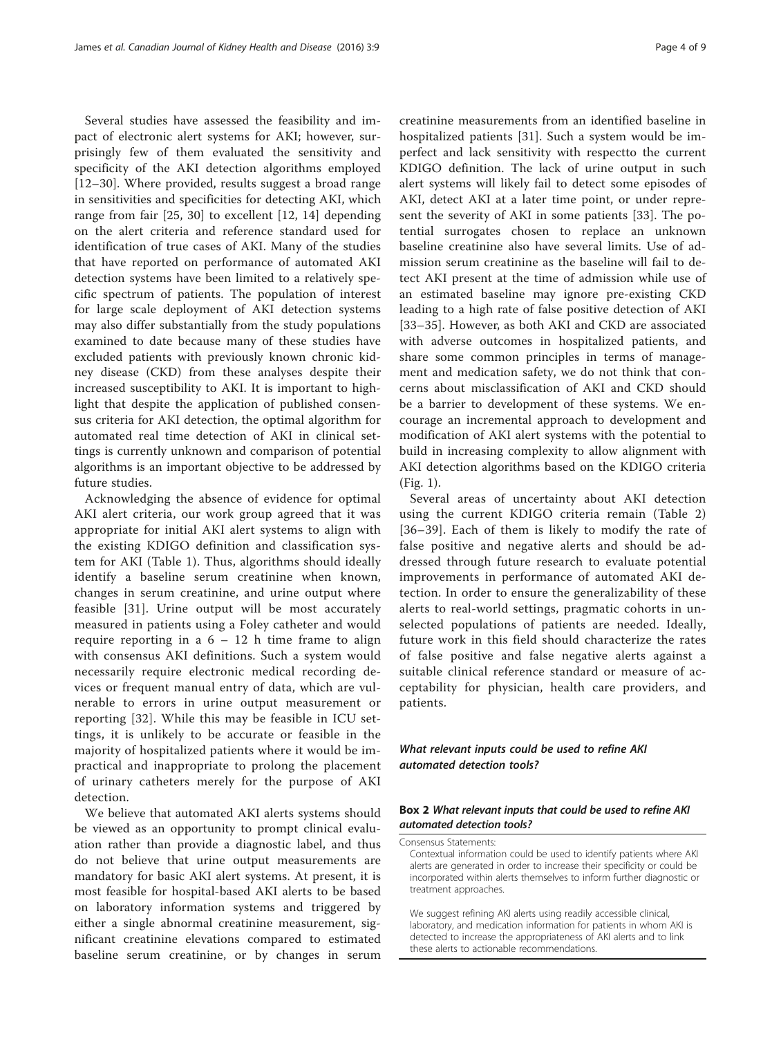Several studies have assessed the feasibility and impact of electronic alert systems for AKI; however, surprisingly few of them evaluated the sensitivity and specificity of the AKI detection algorithms employed [12–30]. Where provided, results suggest a broad range in sensitivities and specificities for detecting AKI, which range from fair [25, 30] to excellent [12, 14] depending on the alert criteria and reference standard used for identification of true cases of AKI. Many of the studies that have reported on performance of automated AKI detection systems have been limited to a relatively specific spectrum of patients. The population of interest for large scale deployment of AKI detection systems may also differ substantially from the study populations examined to date because many of these studies have excluded patients with previously known chronic kidney disease (CKD) from these analyses despite their increased susceptibility to AKI. It is important to highlight that despite the application of published consensus criteria for AKI detection, the optimal algorithm for automated real time detection of AKI in clinical settings is currently unknown and comparison of potential algorithms is an important objective to be addressed by future studies.

Acknowledging the absence of evidence for optimal AKI alert criteria, our work group agreed that it was appropriate for initial AKI alert systems to align with the existing KDIGO definition and classification system for AKI (Table 1). Thus, algorithms should ideally identify a baseline serum creatinine when known, changes in serum creatinine, and urine output where feasible [31]. Urine output will be most accurately measured in patients using a Foley catheter and would require reporting in a 6 – 12 h time frame to align with consensus AKI definitions. Such a system would necessarily require electronic medical recording devices or frequent manual entry of data, which are vulnerable to errors in urine output measurement or reporting [32]. While this may be feasible in ICU settings, it is unlikely to be accurate or feasible in the majority of hospitalized patients where it would be impractical and inappropriate to prolong the placement of urinary catheters merely for the purpose of AKI detection.

We believe that automated AKI alerts systems should be viewed as an opportunity to prompt clinical evaluation rather than provide a diagnostic label, and thus do not believe that urine output measurements are mandatory for basic AKI alert systems. At present, it is most feasible for hospital-based AKI alerts to be based on laboratory information systems and triggered by either a single abnormal creatinine measurement, significant creatinine elevations compared to estimated baseline serum creatinine, or by changes in serum creatinine measurements from an identified baseline in hospitalized patients [31]. Such a system would be imperfect and lack sensitivity with respectto the current KDIGO definition. The lack of urine output in such alert systems will likely fail to detect some episodes of AKI, detect AKI at a later time point, or under represent the severity of AKI in some patients [33]. The potential surrogates chosen to replace an unknown baseline creatinine also have several limits. Use of admission serum creatinine as the baseline will fail to detect AKI present at the time of admission while use of an estimated baseline may ignore pre-existing CKD leading to a high rate of false positive detection of AKI [33–35]. However, as both AKI and CKD are associated with adverse outcomes in hospitalized patients, and share some common principles in terms of management and medication safety, we do not think that concerns about misclassification of AKI and CKD should be a barrier to development of these systems. We encourage an incremental approach to development and modification of AKI alert systems with the potential to build in increasing complexity to allow alignment with AKI detection algorithms based on the KDIGO criteria (Fig. 1).

Several areas of uncertainty about AKI detection using the current KDIGO criteria remain (Table 2) [36–39]. Each of them is likely to modify the rate of false positive and negative alerts and should be addressed through future research to evaluate potential improvements in performance of automated AKI detection. In order to ensure the generalizability of these alerts to real-world settings, pragmatic cohorts in unselected populations of patients are needed. Ideally, future work in this field should characterize the rates of false positive and false negative alerts against a suitable clinical reference standard or measure of acceptability for physician, health care providers, and patients.

### *What relevant inputs could be used to refine AKI automated detection tools?*

**Box 2** ***What relevant inputs that could be used to refine AKI automated detection tools?***

Consensus Statements:

Contextual information could be used to identify patients where AKI alerts are generated in order to increase their specificity or could be incorporated within alerts themselves to inform further diagnostic or treatment approaches.

We suggest refining AKI alerts using readily accessible clinical, laboratory, and medication information for patients in whom AKI is detected to increase the appropriateness of AKI alerts and to link these alerts to actionable recommendations.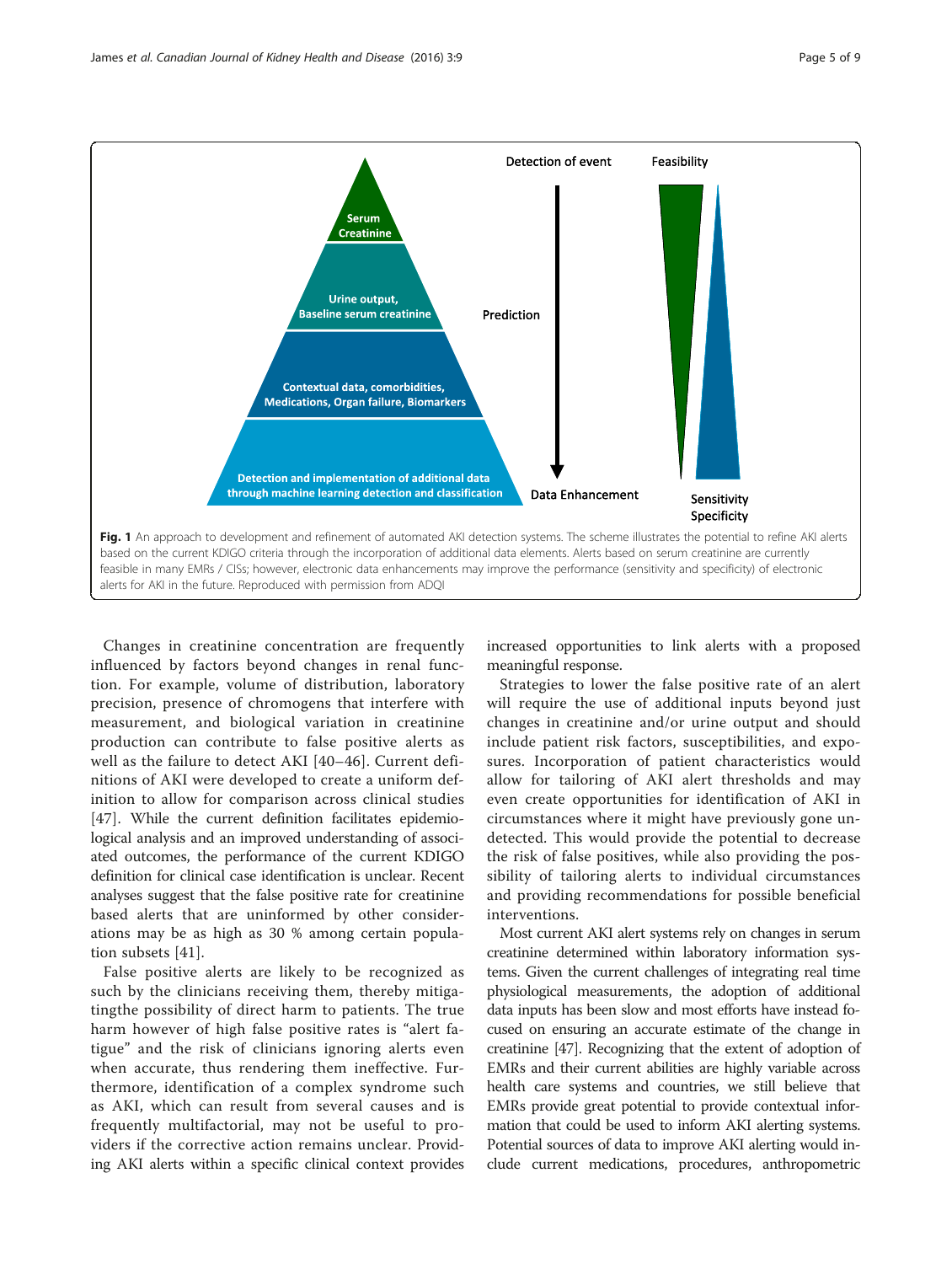Fig. 1 An approach to development and refinement of automated AKI detection systems. The scheme illustrates the potential to refine AKI alerts based on the current KDIGO criteria through the incorporation of additional data elements. Alerts based on serum creatinine are currently feasible in many EMRs / CISs; however, electronic data enhancements may improve the performance (sensitivity and specificity) of electronic alerts for AKI in the future. Reproduced with permission from ADQI

Changes in creatinine concentration are frequently influenced by factors beyond changes in renal function. For example, volume of distribution, laboratory precision, presence of chromogens that interfere with measurement, and biological variation in creatinine production can contribute to false positive alerts as well as the failure to detect AKI [40–46]. Current definitions of AKI were developed to create a uniform definition to allow for comparison across clinical studies [47]. While the current definition facilitates epidemiological analysis and an improved understanding of associated outcomes, the performance of the current KDIGO definition for clinical case identification is unclear. Recent analyses suggest that the false positive rate for creatinine based alerts that are uninformed by other considerations may be as high as 30 % among certain population subsets [41].

False positive alerts are likely to be recognized as such by the clinicians receiving them, thereby mitigatingthe possibility of direct harm to patients. The true harm however of high false positive rates is "alert fatigue" and the risk of clinicians ignoring alerts even when accurate, thus rendering them ineffective. Furthermore, identification of a complex syndrome such as AKI, which can result from several causes and is frequently multifactorial, may not be useful to providers if the corrective action remains unclear. Providing AKI alerts within a specific clinical context provides increased opportunities to link alerts with a proposed meaningful response.

Strategies to lower the false positive rate of an alert will require the use of additional inputs beyond just changes in creatinine and/or urine output and should include patient risk factors, susceptibilities, and exposures. Incorporation of patient characteristics would allow for tailoring of AKI alert thresholds and may even create opportunities for identification of AKI in circumstances where it might have previously gone undetected. This would provide the potential to decrease the risk of false positives, while also providing the possibility of tailoring alerts to individual circumstances and providing recommendations for possible beneficial interventions.

Most current AKI alert systems rely on changes in serum creatinine determined within laboratory information systems. Given the current challenges of integrating real time physiological measurements, the adoption of additional data inputs has been slow and most efforts have instead focused on ensuring an accurate estimate of the change in creatinine [47]. Recognizing that the extent of adoption of EMRs and their current abilities are highly variable across health care systems and countries, we still believe that EMRs provide great potential to provide contextual information that could be used to inform AKI alerting systems. Potential sources of data to improve AKI alerting would include current medications, procedures, anthropometric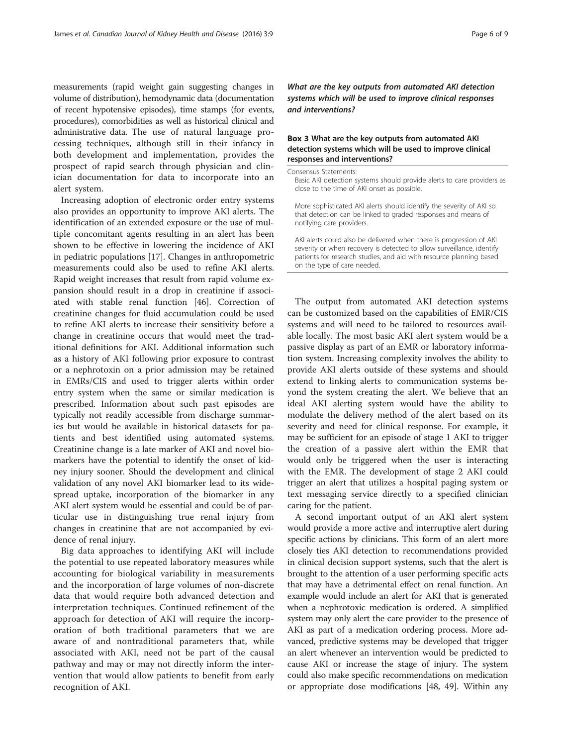measurements (rapid weight gain suggesting changes in volume of distribution), hemodynamic data (documentation of recent hypotensive episodes), time stamps (for events, procedures), comorbidities as well as historical clinical and administrative data. The use of natural language processing techniques, although still in their infancy in both development and implementation, provides the prospect of rapid search through physician and clinician documentation for data to incorporate into an alert system.

Increasing adoption of electronic order entry systems also provides an opportunity to improve AKI alerts. The identification of an extended exposure or the use of multiple concomitant agents resulting in an alert has been shown to be effective in lowering the incidence of AKI in pediatric populations [17]. Changes in anthropometric measurements could also be used to refine AKI alerts. Rapid weight increases that result from rapid volume expansion should result in a drop in creatinine if associated with stable renal function [46]. Correction of creatinine changes for fluid accumulation could be used to refine AKI alerts to increase their sensitivity before a change in creatinine occurs that would meet the traditional definitions for AKI. Additional information such as a history of AKI following prior exposure to contrast or a nephrotoxin on a prior admission may be retained in EMRs/CIS and used to trigger alerts within order entry system when the same or similar medication is prescribed. Information about such past episodes are typically not readily accessible from discharge summaries but would be available in historical datasets for patients and best identified using automated systems. Creatinine change is a late marker of AKI and novel biomarkers have the potential to identify the onset of kidney injury sooner. Should the development and clinical validation of any novel AKI biomarker lead to its widespread uptake, incorporation of the biomarker in any AKI alert system would be essential and could be of particular use in distinguishing true renal injury from changes in creatinine that are not accompanied by evidence of renal injury.

Big data approaches to identifying AKI will include the potential to use repeated laboratory measures while accounting for biological variability in measurements and the incorporation of large volumes of non-discrete data that would require both advanced detection and interpretation techniques. Continued refinement of the approach for detection of AKI will require the incorporation of both traditional parameters that we are aware of and nontraditional parameters that, while associated with AKI, need not be part of the causal pathway and may or may not directly inform the intervention that would allow patients to benefit from early recognition of AKI.

### *What are the key outputs from automated AKI detection systems which will be used to improve clinical responses and interventions?*

**Box 3 What are the key outputs from automated AKI detection systems which will be used to improve clinical responses and interventions?**

Consensus Statements:

Basic AKI detection systems should provide alerts to care providers as close to the time of AKI onset as possible.

More sophisticated AKI alerts should identify the severity of AKI so that detection can be linked to graded responses and means of notifying care providers.

AKI alerts could also be delivered when there is progression of AKI severity or when recovery is detected to allow surveillance, identify patients for research studies, and aid with resource planning based on the type of care needed.

The output from automated AKI detection systems can be customized based on the capabilities of EMR/CIS systems and will need to be tailored to resources available locally. The most basic AKI alert system would be a passive display as part of an EMR or laboratory information system. Increasing complexity involves the ability to provide AKI alerts outside of these systems and should extend to linking alerts to communication systems beyond the system creating the alert. We believe that an ideal AKI alerting system would have the ability to modulate the delivery method of the alert based on its severity and need for clinical response. For example, it may be sufficient for an episode of stage 1 AKI to trigger the creation of a passive alert within the EMR that would only be triggered when the user is interacting with the EMR. The development of stage 2 AKI could trigger an alert that utilizes a hospital paging system or text messaging service directly to a specified clinician caring for the patient.

A second important output of an AKI alert system would provide a more active and interruptive alert during specific actions by clinicians. This form of an alert more closely ties AKI detection to recommendations provided in clinical decision support systems, such that the alert is brought to the attention of a user performing specific acts that may have a detrimental effect on renal function. An example would include an alert for AKI that is generated when a nephrotoxic medication is ordered. A simplified system may only alert the care provider to the presence of AKI as part of a medication ordering process. More advanced, predictive systems may be developed that trigger an alert whenever an intervention would be predicted to cause AKI or increase the stage of injury. The system could also make specific recommendations on medication or appropriate dose modifications [48, 49]. Within any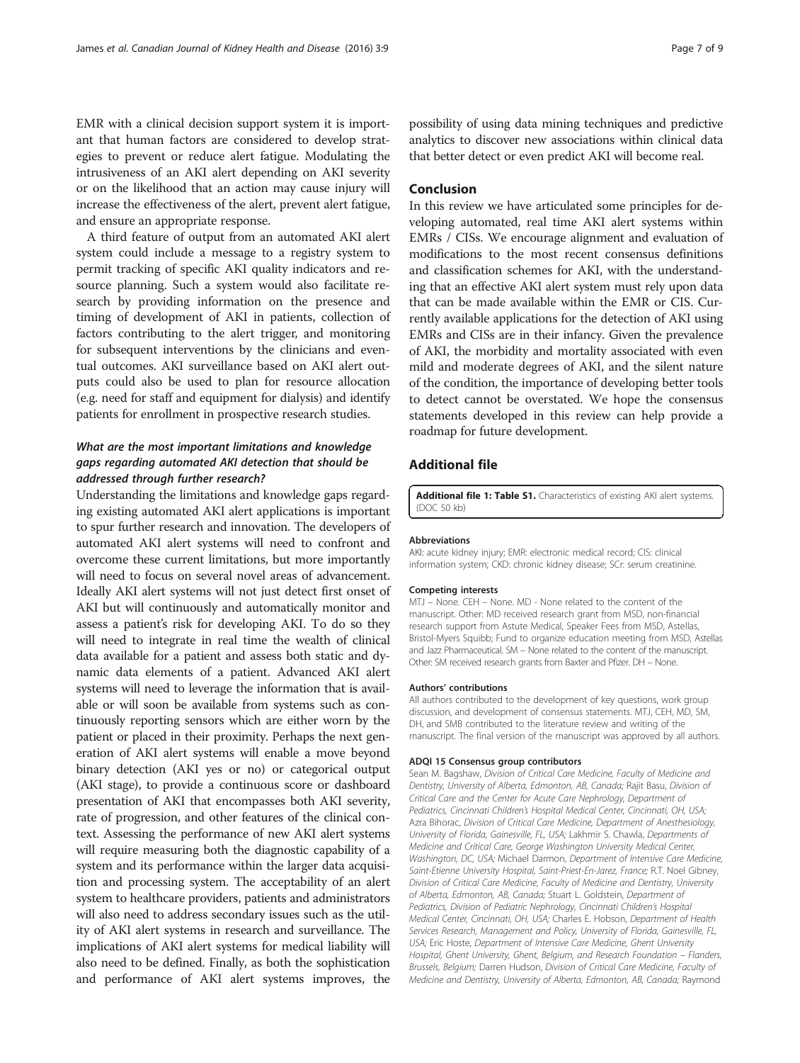EMR with a clinical decision support system it is important that human factors are considered to develop strategies to prevent or reduce alert fatigue. Modulating the intrusiveness of an AKI alert depending on AKI severity or on the likelihood that an action may cause injury will increase the effectiveness of the alert, prevent alert fatigue, and ensure an appropriate response.

A third feature of output from an automated AKI alert system could include a message to a registry system to permit tracking of specific AKI quality indicators and resource planning. Such a system would also facilitate research by providing information on the presence and timing of development of AKI in patients, collection of factors contributing to the alert trigger, and monitoring for subsequent interventions by the clinicians and eventual outcomes. AKI surveillance based on AKI alert outputs could also be used to plan for resource allocation (e.g. need for staff and equipment for dialysis) and identify patients for enrollment in prospective research studies.

### *What are the most important limitations and knowledge gaps regarding automated AKI detection that should be addressed through further research?*

Understanding the limitations and knowledge gaps regarding existing automated AKI alert applications is important to spur further research and innovation. The developers of automated AKI alert systems will need to confront and overcome these current limitations, but more importantly will need to focus on several novel areas of advancement. Ideally AKI alert systems will not just detect first onset of AKI but will continuously and automatically monitor and assess a patient's risk for developing AKI. To do so they will need to integrate in real time the wealth of clinical data available for a patient and assess both static and dynamic data elements of a patient. Advanced AKI alert systems will need to leverage the information that is available or will soon be available from systems such as continuously reporting sensors which are either worn by the patient or placed in their proximity. Perhaps the next generation of AKI alert systems will enable a move beyond binary detection (AKI yes or no) or categorical output (AKI stage), to provide a continuous score or dashboard presentation of AKI that encompasses both AKI severity, rate of progression, and other features of the clinical context. Assessing the performance of new AKI alert systems will require measuring both the diagnostic capability of a system and its performance within the larger data acquisition and processing system. The acceptability of an alert system to healthcare providers, patients and administrators will also need to address secondary issues such as the utility of AKI alert systems in research and surveillance. The implications of AKI alert systems for medical liability will also need to be defined. Finally, as both the sophistication and performance of AKI alert systems improves, the possibility of using data mining techniques and predictive analytics to discover new associations within clinical data that better detect or even predict AKI will become real.

## Conclusion

In this review we have articulated some principles for developing automated, real time AKI alert systems within EMRs / CISs. We encourage alignment and evaluation of modifications to the most recent consensus definitions and classification schemes for AKI, with the understanding that an effective AKI alert system must rely upon data that can be made available within the EMR or CIS. Currently available applications for the detection of AKI using EMRs and CISs are in their infancy. Given the prevalence of AKI, the morbidity and mortality associated with even mild and moderate degrees of AKI, and the silent nature of the condition, the importance of developing better tools to detect cannot be overstated. We hope the consensus statements developed in this review can help provide a roadmap for future development.

## Additional file

**Additional file 1: Table S1.** Characteristics of existing AKI alert systems. (DOC 50 kb)

#### Abbreviations

AKI: acute kidney injury; EMR: electronic medical record; CIS: clinical information system; CKD: chronic kidney disease; SCr: serum creatinine.

#### Competing interests

MTJ – None. CEH – None. MD - None related to the content of the manuscript. Other: MD received research grant from MSD, non-financial research support from Astute Medical, Speaker Fees from MSD, Astellas, Bristol-Myers Squibb; Fund to organize education meeting from MSD, Astellas and Jazz Pharmaceutical. SM – None related to the content of the manuscript. Other: SM received research grants from Baxter and Pfizer. DH – None.

#### Authors' contributions

All authors contributed to the development of key questions, work group discussion, and development of consensus statements. MTJ, CEH, MD, SM, DH, and SMB contributed to the literature review and writing of the manuscript. The final version of the manuscript was approved by all authors.

#### ADQI 15 Consensus group contributors

Sean M. Bagshaw, *Division of Critical Care Medicine, Faculty of Medicine and Dentistry, University of Alberta, Edmonton, AB, Canada;* Rajit Basu, *Division of Critical Care and the Center for Acute Care Nephrology, Department of Pediatrics, Cincinnati Children's Hospital Medical Center, Cincinnati, OH, USA;* Azra Bihorac, *Division of Critical Care Medicine, Department of Anesthesiology, University of Florida, Gainesville, FL, USA;* Lakhmir S. Chawla, *Departments of Medicine and Critical Care, George Washington University Medical Center, Washington, DC, USA;* Michael Darmon, *Department of Intensive Care Medicine, Saint-Etienne University Hospital, Saint-Priest-En-Jarez, France;* R.T. Noel Gibney, *Division of Critical Care Medicine, Faculty of Medicine and Dentistry, University of Alberta, Edmonton, AB, Canada;* Stuart L. Goldstein, *Department of Pediatrics, Division of Pediatric Nephrology, Cincinnati Children's Hospital Medical Center, Cincinnati, OH, USA;* Charles E. Hobson, *Department of Health Services Research, Management and Policy, University of Florida, Gainesville, FL, USA;* Eric Hoste, *Department of Intensive Care Medicine, Ghent University Hospital, Ghent University, Ghent, Belgium, and Research Foundation – Flanders, Brussels, Belgium;* Darren Hudson, *Division of Critical Care Medicine, Faculty of Medicine and Dentistry, University of Alberta, Edmonton, AB, Canada;* Raymond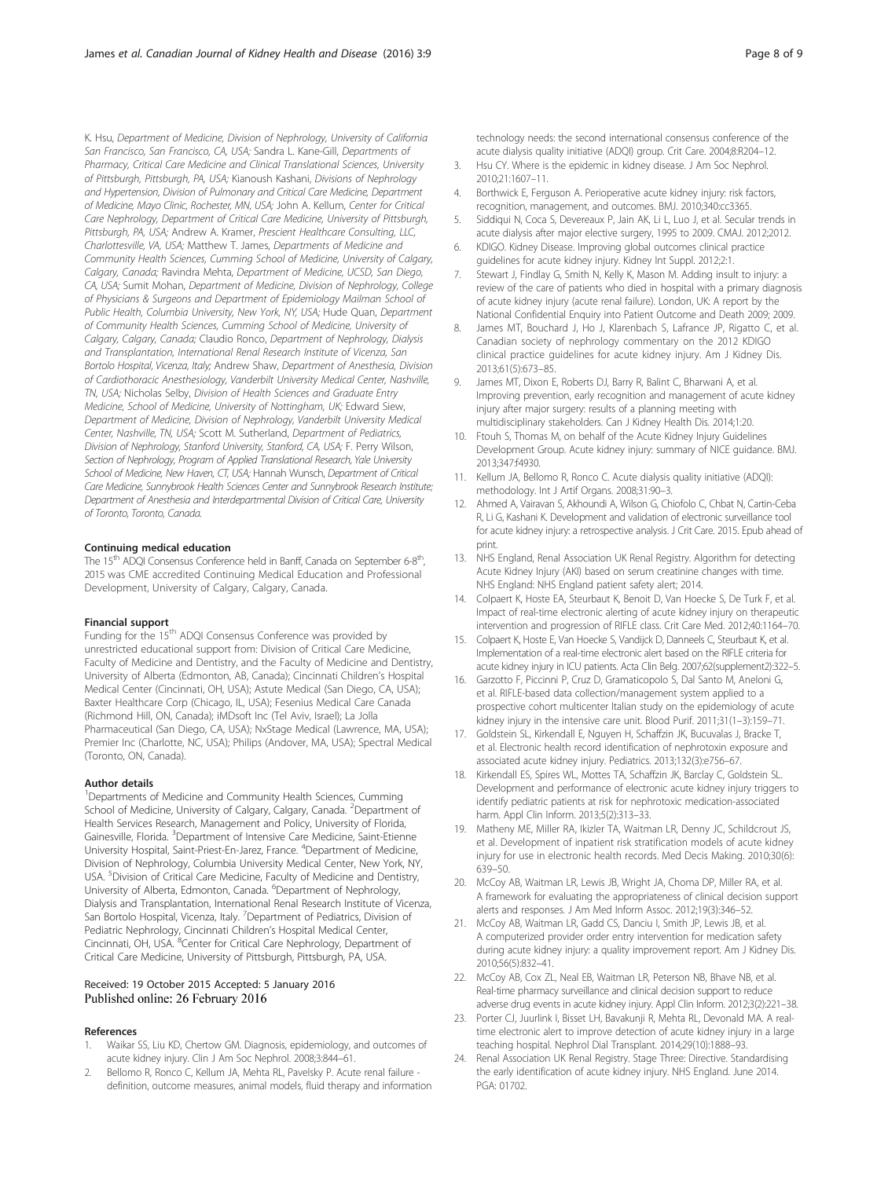K. Hsu, *Department of Medicine, Division of Nephrology, University of California San Francisco, San Francisco, CA, USA;* Sandra L. Kane-Gill, *Departments of Pharmacy, Critical Care Medicine and Clinical Translational Sciences, University of Pittsburgh, Pittsburgh, PA, USA;* Kianoush Kashani, *Divisions of Nephrology and Hypertension, Division of Pulmonary and Critical Care Medicine, Department of Medicine, Mayo Clinic, Rochester, MN, USA;* John A. Kellum, *Center for Critical Care Nephrology, Department of Critical Care Medicine, University of Pittsburgh, Pittsburgh, PA, USA;* Andrew A. Kramer, *Prescient Healthcare Consulting, LLC, Charlottesville, VA, USA;* Matthew T. James, *Departments of Medicine and Community Health Sciences, Cumming School of Medicine, University of Calgary, Calgary, Canada;* Ravindra Mehta, *Department of Medicine, UCSD, San Diego, CA, USA;* Sumit Mohan, *Department of Medicine, Division of Nephrology, College of Physicians & Surgeons and Department of Epidemiology Mailman School of Public Health, Columbia University, New York, NY, USA;* Hude Quan, *Department of Community Health Sciences, Cumming School of Medicine, University of Calgary, Calgary, Canada;* Claudio Ronco, *Department of Nephrology, Dialysis and Transplantation, International Renal Research Institute of Vicenza, San Bortolo Hospital, Vicenza, Italy;* Andrew Shaw, *Department of Anesthesia, Division of Cardiothoracic Anesthesiology, Vanderbilt University Medical Center, Nashville, TN, USA;* Nicholas Selby, *Division of Health Sciences and Graduate Entry Medicine, School of Medicine, University of Nottingham, UK;* Edward Siew, *Department of Medicine, Division of Nephrology, Vanderbilt University Medical Center, Nashville, TN, USA;* Scott M. Sutherland, *Department of Pediatrics, Division of Nephrology, Stanford University, Stanford, CA, USA;* F. Perry Wilson, *Section of Nephrology, Program of Applied Translational Research, Yale University School of Medicine, New Haven, CT, USA;* Hannah Wunsch, *Department of Critical Care Medicine, Sunnybrook Health Sciences Center and Sunnybrook Research Institute; Department of Anesthesia and Interdepartmental Division of Critical Care, University of Toronto, Toronto, Canada.*

#### Continuing medical education

The 15th ADQI Consensus Conference held in Banff, Canada on September 6-8th, 2015 was CME accredited Continuing Medical Education and Professional Development, University of Calgary, Calgary, Canada.

#### Financial support

Funding for the 15th ADQI Consensus Conference was provided by unrestricted educational support from: Division of Critical Care Medicine, Faculty of Medicine and Dentistry, and the Faculty of Medicine and Dentistry, University of Alberta (Edmonton, AB, Canada); Cincinnati Children's Hospital Medical Center (Cincinnati, OH, USA); Astute Medical (San Diego, CA, USA); Baxter Healthcare Corp (Chicago, IL, USA); Fesenius Medical Care Canada (Richmond Hill, ON, Canada); iMDsoft Inc (Tel Aviv, Israel); La Jolla Pharmaceutical (San Diego, CA, USA); NxStage Medical (Lawrence, MA, USA); Premier Inc (Charlotte, NC, USA); Philips (Andover, MA, USA); Spectral Medical (Toronto, ON, Canada).

#### Author details

[1]Departments of Medicine and Community Health Sciences, Cumming School of Medicine, University of Calgary, Calgary, Canada. [2]Department of Health Services Research, Management and Policy, University of Florida, Gainesville, Florida. [3]Department of Intensive Care Medicine, Saint-Etienne University Hospital, Saint-Priest-En-Jarez, France. [4]Department of Medicine, Division of Nephrology, Columbia University Medical Center, New York, NY, USA. [5]Division of Critical Care Medicine, Faculty of Medicine and Dentistry, University of Alberta, Edmonton, Canada. [6]Department of Nephrology, Dialysis and Transplantation, International Renal Research Institute of Vicenza, San Bortolo Hospital, Vicenza, Italy. [7]Department of Pediatrics, Division of Pediatric Nephrology, Cincinnati Children's Hospital Medical Center, Cincinnati, OH, USA. [8]Center for Critical Care Nephrology, Department of Critical Care Medicine, University of Pittsburgh, Pittsburgh, PA, USA.

Received: 19 October 2015 Accepted: 5 January 2016
Published online: 26 February 2016

#### References

1. Waikar SS, Liu KD, Chertow GM. Diagnosis, epidemiology, and outcomes of acute kidney injury. Clin J Am Soc Nephrol. 2008;3:844–61.
2. Bellomo R, Ronco C, Kellum JA, Mehta RL, Pavelsky P. Acute renal failure - definition, outcome measures, animal models, fluid therapy and information technology needs: the second international consensus conference of the acute dialysis quality initiative (ADQI) group. Crit Care. 2004;8:R204–12.
3. Hsu CY. Where is the epidemic in kidney disease. J Am Soc Nephrol. 2010;21:1607–11.
4. Borthwick E, Ferguson A. Perioperative acute kidney injury: risk factors, recognition, management, and outcomes. BMJ. 2010;340:cc3365.
5. Siddiqui N, Coca S, Devereaux P, Jain AK, Li L, Luo J, et al. Secular trends in acute dialysis after major elective surgery, 1995 to 2009. CMAJ. 2012;2012.
6. KDIGO. Kidney Disease. Improving global outcomes clinical practice guidelines for acute kidney injury. Kidney Int Suppl. 2012;2:1.
7. Stewart J, Findlay G, Smith N, Kelly K, Mason M. Adding insult to injury: a review of the care of patients who died in hospital with a primary diagnosis of acute kidney injury (acute renal failure). London, UK: A report by the National Confidential Enquiry into Patient Outcome and Death 2009; 2009.
8. James MT, Bouchard J, Ho J, Klarenbach S, Lafrance JP, Rigatto C, et al. Canadian society of nephrology commentary on the 2012 KDIGO clinical practice guidelines for acute kidney injury. Am J Kidney Dis. 2013;61(5):673–85.
9. James MT, Dixon E, Roberts DJ, Barry R, Balint C, Bharwani A, et al. Improving prevention, early recognition and management of acute kidney injury after major surgery: results of a planning meeting with multidisciplinary stakeholders. Can J Kidney Health Dis. 2014;1:20.
10. Ftouh S, Thomas M, on behalf of the Acute Kidney Injury Guidelines Development Group. Acute kidney injury: summary of NICE guidance. BMJ. 2013;347:f4930.
11. Kellum JA, Bellomo R, Ronco C. Acute dialysis quality initiative (ADQI): methodology. Int J Artif Organs. 2008;31:90–3.
12. Ahmed A, Vairavan S, Akhoundi A, Wilson G, Chiofolo C, Chbat N, Cartin-Ceba R, Li G, Kashani K. Development and validation of electronic surveillance tool for acute kidney injury: a retrospective analysis. J Crit Care. 2015. Epub ahead of print.
13. NHS England, Renal Association UK Renal Registry. Algorithm for detecting Acute Kidney Injury (AKI) based on serum creatinine changes with time. NHS England: NHS England patient safety alert; 2014.
14. Colpaert K, Hoste EA, Steurbaut K, Benoit D, Van Hoecke S, De Turk F, et al. Impact of real-time electronic alerting of acute kidney injury on therapeutic intervention and progression of RIFLE class. Crit Care Med. 2012;40:1164–70.
15. Colpaert K, Hoste E, Van Hoecke S, Vandijck D, Danneels C, Steurbaut K, et al. Implementation of a real-time electronic alert based on the RIFLE criteria for acute kidney injury in ICU patients. Acta Clin Belg. 2007;62(supplement2):322–5.
16. Garzotto F, Piccinni P, Cruz D, Gramaticopolo S, Dal Santo M, Aneloni G, et al. RIFLE-based data collection/management system applied to a prospective cohort multicenter Italian study on the epidemiology of acute kidney injury in the intensive care unit. Blood Purif. 2011;31(1–3):159–71.
17. Goldstein SL, Kirkendall E, Nguyen H, Schaffzin JK, Bucuvalas J, Bracke T, et al. Electronic health record identification of nephrotoxin exposure and associated acute kidney injury. Pediatrics. 2013;132(3):e756–67.
18. Kirkendall ES, Spires WL, Mottes TA, Schaffzin JK, Barclay C, Goldstein SL. Development and performance of electronic acute kidney injury triggers to identify pediatric patients at risk for nephrotoxic medication-associated harm. Appl Clin Inform. 2013;5(2):313–33.
19. Matheny ME, Miller RA, Ikizler TA, Waitman LR, Denny JC, Schildcrout JS, et al. Development of inpatient risk stratification models of acute kidney injury for use in electronic health records. Med Decis Making. 2010;30(6): 639–50.
20. McCoy AB, Waitman LR, Lewis JB, Wright JA, Choma DP, Miller RA, et al. A framework for evaluating the appropriateness of clinical decision support alerts and responses. J Am Med Inform Assoc. 2012;19(3):346–52.
21. McCoy AB, Waitman LR, Gadd CS, Danciu I, Smith JP, Lewis JB, et al. A computerized provider order entry intervention for medication safety during acute kidney injury: a quality improvement report. Am J Kidney Dis. 2010;56(5):832–41.
22. McCoy AB, Cox ZL, Neal EB, Waitman LR, Peterson NB, Bhave NB, et al. Real-time pharmacy surveillance and clinical decision support to reduce adverse drug events in acute kidney injury. Appl Clin Inform. 2012;3(2):221–38.
23. Porter CJ, Juurlink I, Bisset LH, Bavakunji R, Mehta RL, Devonald MA. A real-time electronic alert to improve detection of acute kidney injury in a large teaching hospital. Nephrol Dial Transplant. 2014;29(10):1888–93.
24. Renal Association UK Renal Registry. Stage Three: Directive. Standardising the early identification of acute kidney injury. NHS England. June 2014. PGA: 01702.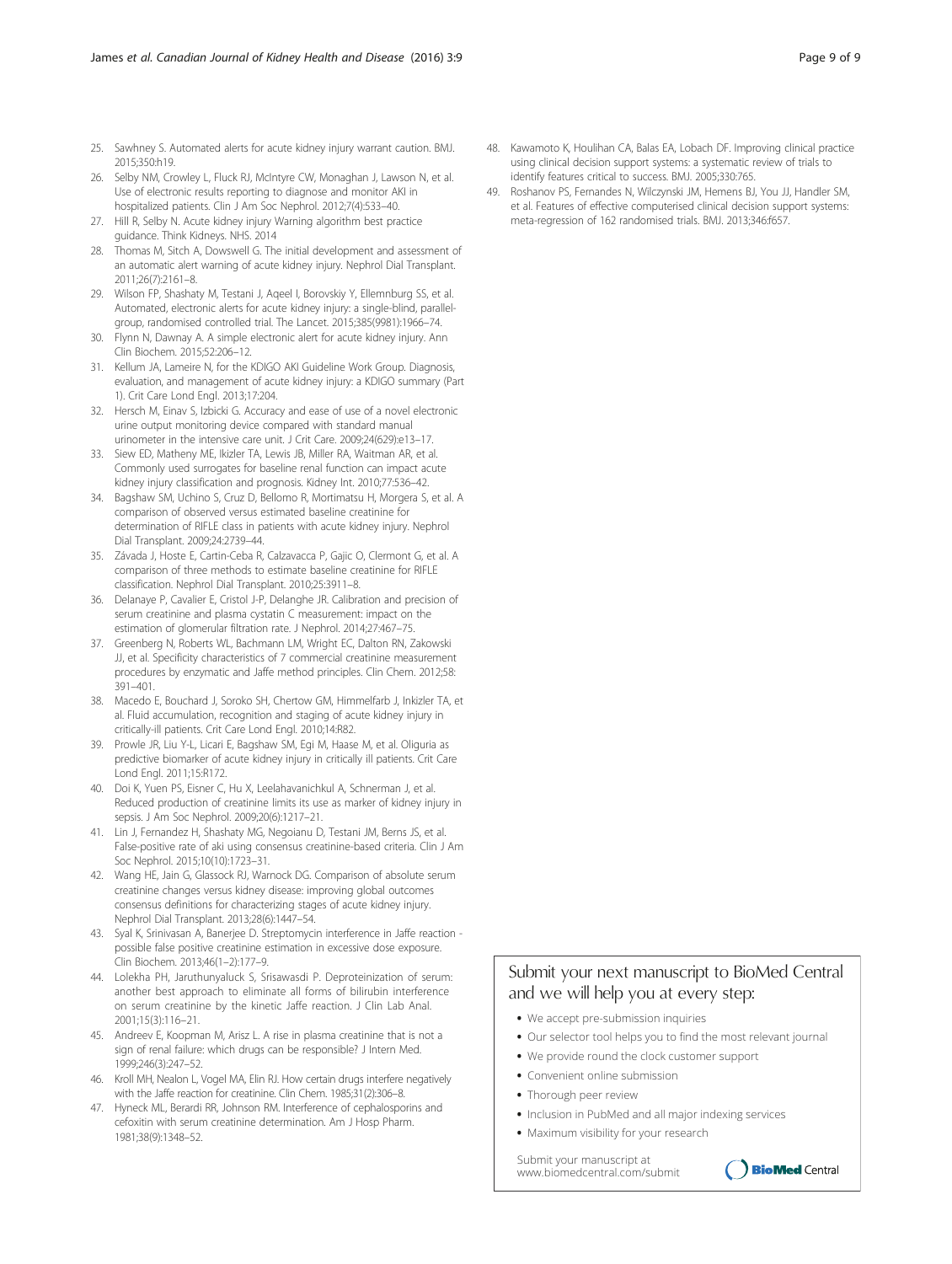25. Sawhney S. Automated alerts for acute kidney injury warrant caution. BMJ. 2015;350:h19.
26. Selby NM, Crowley L, Fluck RJ, McIntyre CW, Monaghan J, Lawson N, et al. Use of electronic results reporting to diagnose and monitor AKI in hospitalized patients. Clin J Am Soc Nephrol. 2012;7(4):533–40.
27. Hill R, Selby N. Acute kidney injury Warning algorithm best practice guidance. Think Kidneys. NHS. 2014
28. Thomas M, Sitch A, Dowswell G. The initial development and assessment of an automatic alert warning of acute kidney injury. Nephrol Dial Transplant. 2011;26(7):2161–8.
29. Wilson FP, Shashaty M, Testani J, Aqeel I, Borovskiy Y, Ellemnburg SS, et al. Automated, electronic alerts for acute kidney injury: a single-blind, parallel-group, randomised controlled trial. The Lancet. 2015;385(9981):1966–74.
30. Flynn N, Dawnay A. A simple electronic alert for acute kidney injury. Ann Clin Biochem. 2015;52:206–12.
31. Kellum JA, Lameire N, for the KDIGO AKI Guideline Work Group. Diagnosis, evaluation, and management of acute kidney injury: a KDIGO summary (Part 1). Crit Care Lond Engl. 2013;17:204.
32. Hersch M, Einav S, Izbicki G. Accuracy and ease of use of a novel electronic urine output monitoring device compared with standard manual urinometer in the intensive care unit. J Crit Care. 2009;24(629):e13–17.
33. Siew ED, Matheny ME, Ikizler TA, Lewis JB, Miller RA, Waitman AR, et al. Commonly used surrogates for baseline renal function can impact acute kidney injury classification and prognosis. Kidney Int. 2010;77:536–42.
34. Bagshaw SM, Uchino S, Cruz D, Bellomo R, Mortimatsu H, Morgera S, et al. A comparison of observed versus estimated baseline creatinine for determination of RIFLE class in patients with acute kidney injury. Nephrol Dial Transplant. 2009;24:2739–44.
35. Závada J, Hoste E, Cartin-Ceba R, Calzavacca P, Gajic O, Clermont G, et al. A comparison of three methods to estimate baseline creatinine for RIFLE classification. Nephrol Dial Transplant. 2010;25:3911–8.
36. Delanaye P, Cavalier E, Cristol J-P, Delanghe JR. Calibration and precision of serum creatinine and plasma cystatin C measurement: impact on the estimation of glomerular filtration rate. J Nephrol. 2014;27:467–75.
37. Greenberg N, Roberts WL, Bachmann LM, Wright EC, Dalton RN, Zakowski JJ, et al. Specificity characteristics of 7 commercial creatinine measurement procedures by enzymatic and Jaffe method principles. Clin Chem. 2012;58:391–401.
38. Macedo E, Bouchard J, Soroko SH, Chertow GM, Himmelfarb J, Inkizler TA, et al. Fluid accumulation, recognition and staging of acute kidney injury in critically-ill patients. Crit Care Lond Engl. 2010;14:R82.
39. Prowle JR, Liu Y-L, Licari E, Bagshaw SM, Egi M, Haase M, et al. Oliguria as predictive biomarker of acute kidney injury in critically ill patients. Crit Care Lond Engl. 2011;15:R172.
40. Doi K, Yuen PS, Eisner C, Hu X, Leelahavanichkul A, Schnerman J, et al. Reduced production of creatinine limits its use as marker of kidney injury in sepsis. J Am Soc Nephrol. 2009;20(6):1217–21.
41. Lin J, Fernandez H, Shashaty MG, Negoianu D, Testani JM, Berns JS, et al. False-positive rate of aki using consensus creatinine-based criteria. Clin J Am Soc Nephrol. 2015;10(10):1723–31.
42. Wang HE, Jain G, Glassock RJ, Warnock DG. Comparison of absolute serum creatinine changes versus kidney disease: improving global outcomes consensus definitions for characterizing stages of acute kidney injury. Nephrol Dial Transplant. 2013;28(6):1447–54.
43. Syal K, Srinivasan A, Banerjee D. Streptomycin interference in Jaffe reaction - possible false positive creatinine estimation in excessive dose exposure. Clin Biochem. 2013;46(1–2):177–9.
44. Lolekha PH, Jaruthunyaluck S, Srisawasdi P. Deproteinization of serum: another best approach to eliminate all forms of bilirubin interference on serum creatinine by the kinetic Jaffe reaction. J Clin Lab Anal. 2001;15(3):116–21.
45. Andreev E, Koopman M, Arisz L. A rise in plasma creatinine that is not a sign of renal failure: which drugs can be responsible? J Intern Med. 1999;246(3):247–52.
46. Kroll MH, Nealon L, Vogel MA, Elin RJ. How certain drugs interfere negatively with the Jaffe reaction for creatinine. Clin Chem. 1985;31(2):306–8.
47. Hyneck ML, Berardi RR, Johnson RM. Interference of cephalosporins and cefoxitin with serum creatinine determination. Am J Hosp Pharm. 1981;38(9):1348–52.
48. Kawamoto K, Houlihan CA, Balas EA, Lobach DF. Improving clinical practice using clinical decision support systems: a systematic review of trials to identify features critical to success. BMJ. 2005;330:765.
49. Roshanov PS, Fernandes N, Wilczynski JM, Hemens BJ, You JJ, Handler SM, et al. Features of effective computerised clinical decision support systems: meta-regression of 162 randomised trials. BMJ. 2013;346:f657.

Submit your next manuscript to BioMed Central and we will help you at every step:

- We accept pre-submission inquiries
- Our selector tool helps you to find the most relevant journal
- We provide round the clock customer support
- Convenient online submission
- Thorough peer review
- Inclusion in PubMed and all major indexing services
- Maximum visibility for your research

Submit your manuscript at
www.biomedcentral.com/submit

BioMed Central